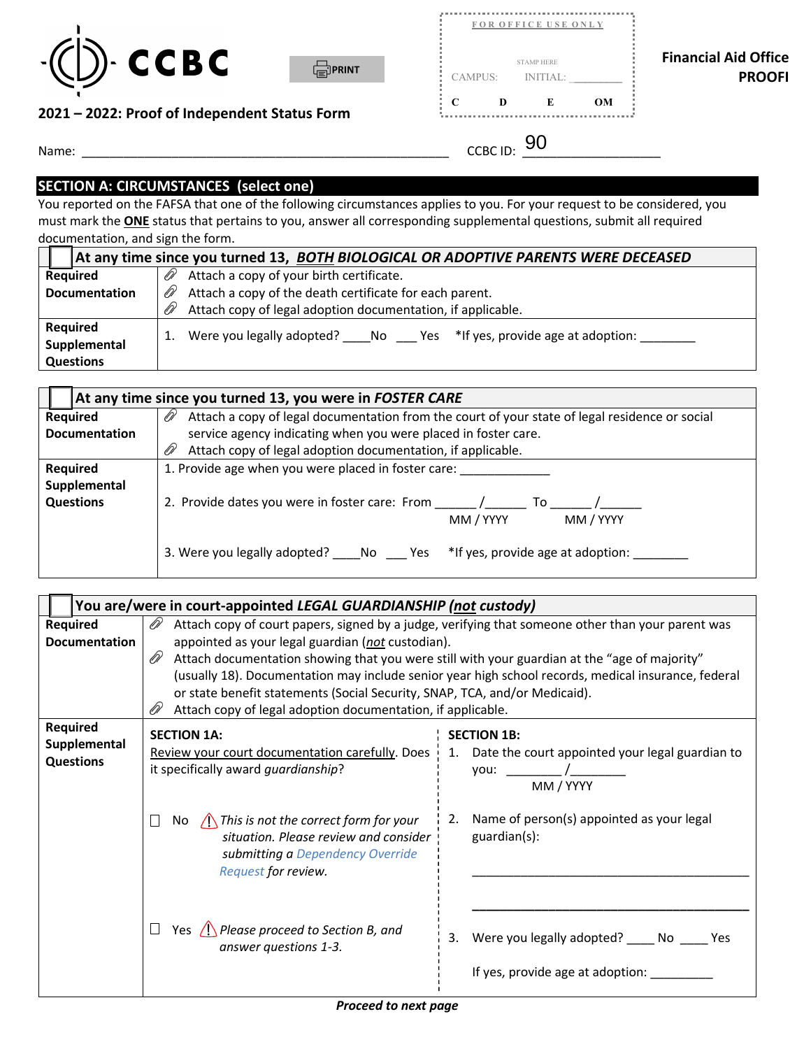CCBC

PRINT

FOR OFFICE USE ONLY

STAMP HERE

CAMPUS: INITIAL: \_\_\_\_\_\_\_\_\_

C D E OM

**Financial Aid Office**
**PROOFI**

## 2021 – 2022: Proof of Independent Status Form

Name: \_\_\_\_\_\_\_\_\_\_\_\_\_\_\_\_\_\_\_\_\_\_\_\_\_\_\_\_\_\_\_\_\_\_\_\_\_\_\_\_\_\_\_\_\_\_\_\_ CCBC ID: 90\_\_\_\_\_\_\_\_\_\_\_\_\_\_\_\_\_\_

## SECTION A: CIRCUMSTANCES (select one)

You reported on the FAFSA that one of the following circumstances applies to you. For your request to be considered, you must mark the **ONE** status that pertains to you, answer all corresponding supplemental questions, submit all required documentation, and sign the form.

| ☐ At any time since you turned 13, ***BOTH BIOLOGICAL OR ADOPTIVE PARENTS WERE DECEASED*** | |
|---|---|
| **Required Documentation** | Attach a copy of your birth certificate.<br>Attach a copy of the death certificate for each parent.<br>Attach copy of legal adoption documentation, if applicable. |
| **Required Supplemental Questions** | 1. Were you legally adopted? \_\_\_\_No \_\_\_ Yes \*If yes, provide age at adoption: \_\_\_\_\_\_\_\_ |

| ☐ At any time since you turned 13, you were in ***FOSTER CARE*** | |
|---|---|
| **Required Documentation** | Attach a copy of legal documentation from the court of your state of legal residence or social service agency indicating when you were placed in foster care.<br>Attach copy of legal adoption documentation, if applicable. |
| **Required Supplemental Questions** | 1. Provide age when you were placed in foster care: \_\_\_\_\_\_\_\_\_\_\_\_\_<br>2. Provide dates you were in foster care: From \_\_\_\_\_\_ /\_\_\_\_\_\_ (MM / YYYY) To \_\_\_\_\_\_ /\_\_\_\_\_\_ (MM / YYYY)<br>3. Were you legally adopted? \_\_\_\_No \_\_\_ Yes \*If yes, provide age at adoption: \_\_\_\_\_\_\_\_ |

| ☐ You are/were in court-appointed ***LEGAL GUARDIANSHIP (not custody)*** | | |
|---|---|---|
| **Required Documentation** | Attach copy of court papers, signed by a judge, verifying that someone other than your parent was appointed as your legal guardian (*not* custodian).<br>Attach documentation showing that you were still with your guardian at the "age of majority" (usually 18). Documentation may include senior year high school records, medical insurance, federal or state benefit statements (Social Security, SNAP, TCA, and/or Medicaid).<br>Attach copy of legal adoption documentation, if applicable. | |
| **Required Supplemental Questions** | **SECTION 1A:**<br>Review your court documentation carefully. Does it specifically award *guardianship*?<br><br>☐ No ⚠ *This is not the correct form for your situation. Please review and consider submitting a Dependency Override Request for review.*<br><br>☐ Yes ⚠ *Please proceed to Section B, and answer questions 1-3.* | **SECTION 1B:**<br>1. Date the court appointed your legal guardian to you: \_\_\_\_\_\_\_\_ /\_\_\_\_\_\_\_\_ (MM / YYYY)<br>2. Name of person(s) appointed as your legal guardian(s):<br>\_\_\_\_\_\_\_\_\_\_\_\_\_\_\_\_\_\_\_\_\_\_\_\_\_\_\_\_\_\_\_\_\_\_\_\_\_\_<br>\_\_\_\_\_\_\_\_\_\_\_\_\_\_\_\_\_\_\_\_\_\_\_\_\_\_\_\_\_\_\_\_\_\_\_\_\_\_<br>3. Were you legally adopted? \_\_\_\_ No \_\_\_\_ Yes<br>If yes, provide age at adoption: \_\_\_\_\_\_\_\_\_ |

***Proceed to next page***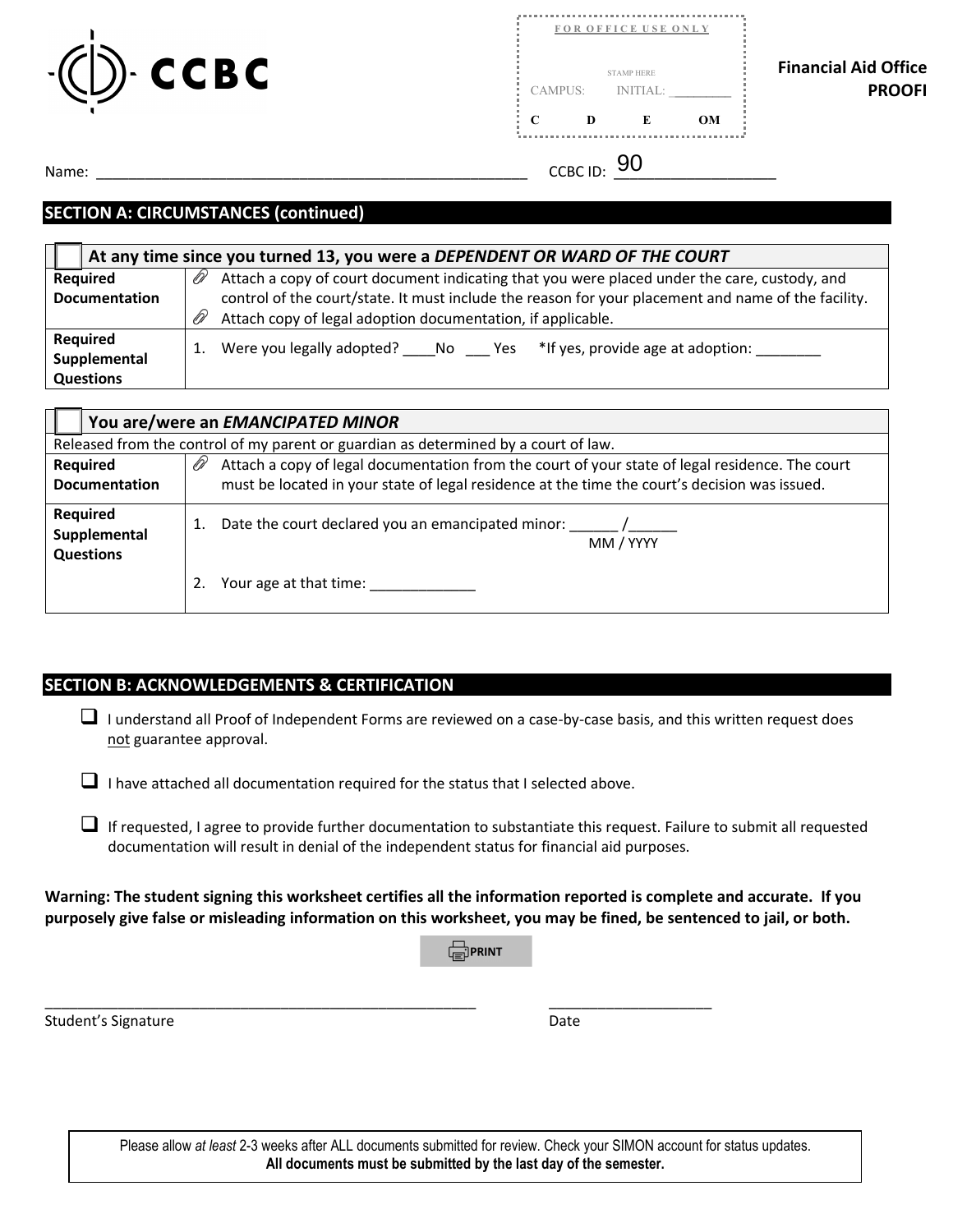CCBC

| FOR OFFICE USE ONLY | | | |
|---|---|---|---|
| STAMP HERE | | | |
| CAMPUS: | INITIAL: _________ | | |
| C | D | E | OM |

**Financial Aid Office**
**PROOFI**

Name: ____________________________________________________ CCBC ID: 90___________________

## SECTION A: CIRCUMSTANCES (continued)

| ☐ At any time since you turned 13, you were a *DEPENDENT OR WARD OF THE COURT* | |
|---|---|
| **Required Documentation** | Attach a copy of court document indicating that you were placed under the care, custody, and control of the court/state. It must include the reason for your placement and name of the facility.<br>Attach copy of legal adoption documentation, if applicable. |
| **Required Supplemental Questions** | 1. Were you legally adopted? ____No ___ Yes *If yes, provide age at adoption: ________ |

| ☐ You are/were an *EMANCIPATED MINOR* | |
|---|---|
| Released from the control of my parent or guardian as determined by a court of law. | |
| **Required Documentation** | Attach a copy of legal documentation from the court of your state of legal residence. The court must be located in your state of legal residence at the time the court's decision was issued. |
| **Required Supplemental Questions** | 1. Date the court declared you an emancipated minor: ______ /______ (MM / YYYY)<br>2. Your age at that time: _____________ |

## SECTION B: ACKNOWLEDGEMENTS & CERTIFICATION

- ☐ I understand all Proof of Independent Forms are reviewed on a case-by-case basis, and this written request does not guarantee approval.
- ☐ I have attached all documentation required for the status that I selected above.
- ☐ If requested, I agree to provide further documentation to substantiate this request. Failure to submit all requested documentation will result in denial of the independent status for financial aid purposes.

**Warning: The student signing this worksheet certifies all the information reported is complete and accurate. If you purposely give false or misleading information on this worksheet, you may be fined, be sentenced to jail, or both.**

PRINT

_________________________________________________________ ____________________
Student's Signature Date

Please allow *at least* 2-3 weeks after ALL documents submitted for review. Check your SIMON account for status updates.
**All documents must be submitted by the last day of the semester.**